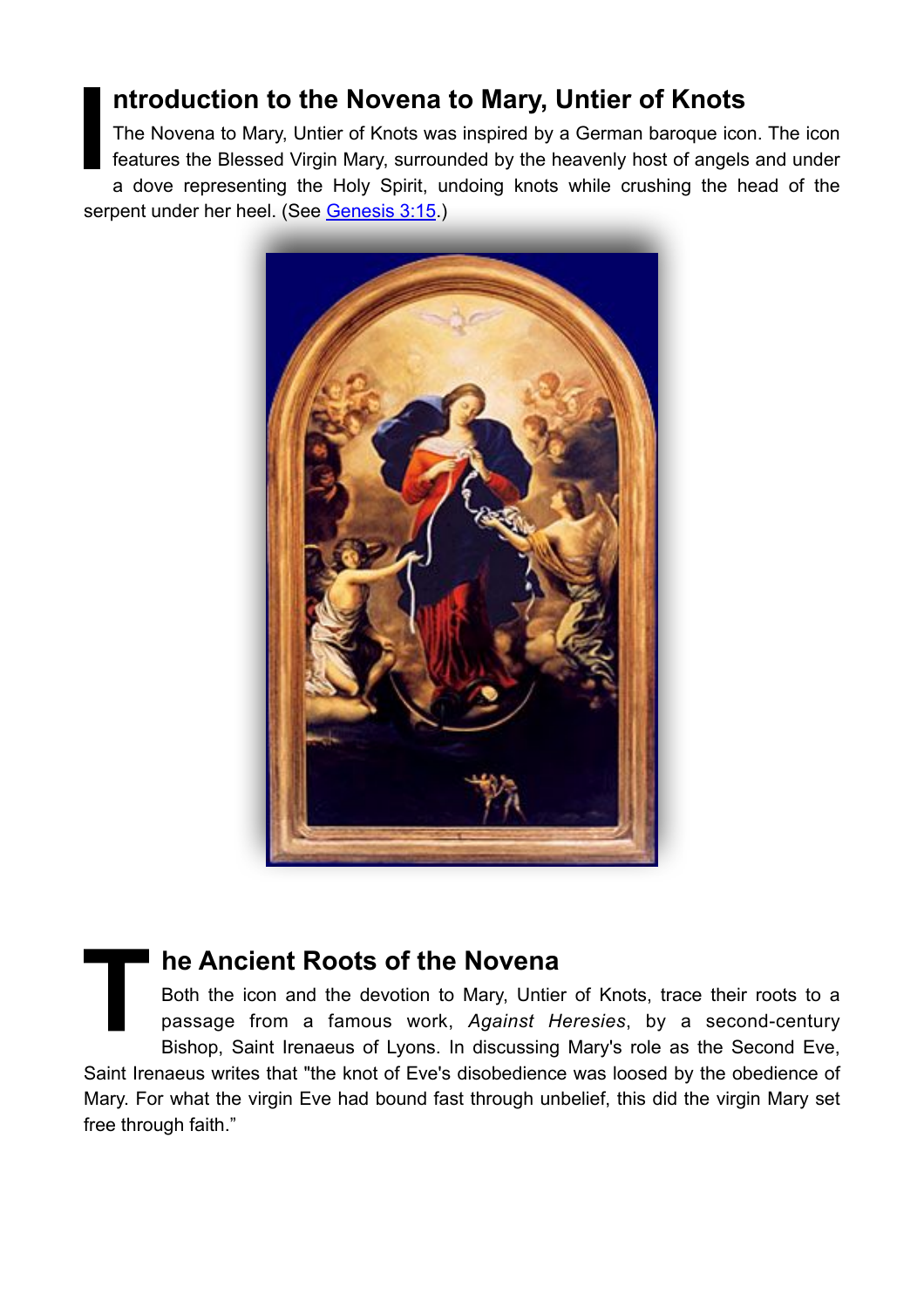## Introduction to the Novena to Mary, Untier of Knots

The Novena to Mary, Untier of Knots was inspired by a German baroque icon. The icon features the Blessed Virgin Mary, surrounded by the heavenly host of angels and under a dove representing the Holy Spirit, undoing knots while crushing the head of the serpent under her heel. (See Genesis 3:15.)

## The Ancient Roots of the Novena

Both the icon and the devotion to Mary, Untier of Knots, trace their roots to a passage from a famous work, *Against Heresies*, by a second-century Bishop, Saint Irenaeus of Lyons. In discussing Mary's role as the Second Eve, Saint Irenaeus writes that "the knot of Eve's disobedience was loosed by the obedience of Mary. For what the virgin Eve had bound fast through unbelief, this did the virgin Mary set free through faith."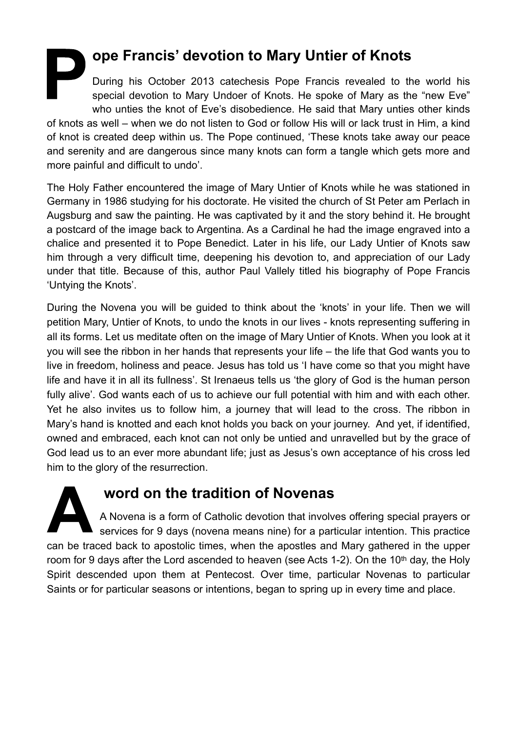## Pope Francis' devotion to Mary Untier of Knots

During his October 2013 catechesis Pope Francis revealed to the world his special devotion to Mary Undoer of Knots. He spoke of Mary as the "new Eve" who unties the knot of Eve's disobedience. He said that Mary unties other kinds of knots as well – when we do not listen to God or follow His will or lack trust in Him, a kind of knot is created deep within us. The Pope continued, 'These knots take away our peace and serenity and are dangerous since many knots can form a tangle which gets more and more painful and difficult to undo'.

The Holy Father encountered the image of Mary Untier of Knots while he was stationed in Germany in 1986 studying for his doctorate. He visited the church of St Peter am Perlach in Augsburg and saw the painting. He was captivated by it and the story behind it. He brought a postcard of the image back to Argentina. As a Cardinal he had the image engraved into a chalice and presented it to Pope Benedict. Later in his life, our Lady Untier of Knots saw him through a very difficult time, deepening his devotion to, and appreciation of our Lady under that title. Because of this, author Paul Vallely titled his biography of Pope Francis 'Untying the Knots'.

During the Novena you will be guided to think about the 'knots' in your life. Then we will petition Mary, Untier of Knots, to undo the knots in our lives - knots representing suffering in all its forms. Let us meditate often on the image of Mary Untier of Knots. When you look at it you will see the ribbon in her hands that represents your life – the life that God wants you to live in freedom, holiness and peace. Jesus has told us 'I have come so that you might have life and have it in all its fullness'. St Irenaeus tells us 'the glory of God is the human person fully alive'. God wants each of us to achieve our full potential with him and with each other. Yet he also invites us to follow him, a journey that will lead to the cross. The ribbon in Mary's hand is knotted and each knot holds you back on your journey. And yet, if identified, owned and embraced, each knot can not only be untied and unravelled but by the grace of God lead us to an ever more abundant life; just as Jesus's own acceptance of his cross led him to the glory of the resurrection.

## A word on the tradition of Novenas

A Novena is a form of Catholic devotion that involves offering special prayers or services for 9 days (novena means nine) for a particular intention. This practice can be traced back to apostolic times, when the apostles and Mary gathered in the upper room for 9 days after the Lord ascended to heaven (see Acts 1-2). On the 10th day, the Holy Spirit descended upon them at Pentecost. Over time, particular Novenas to particular Saints or for particular seasons or intentions, began to spring up in every time and place.